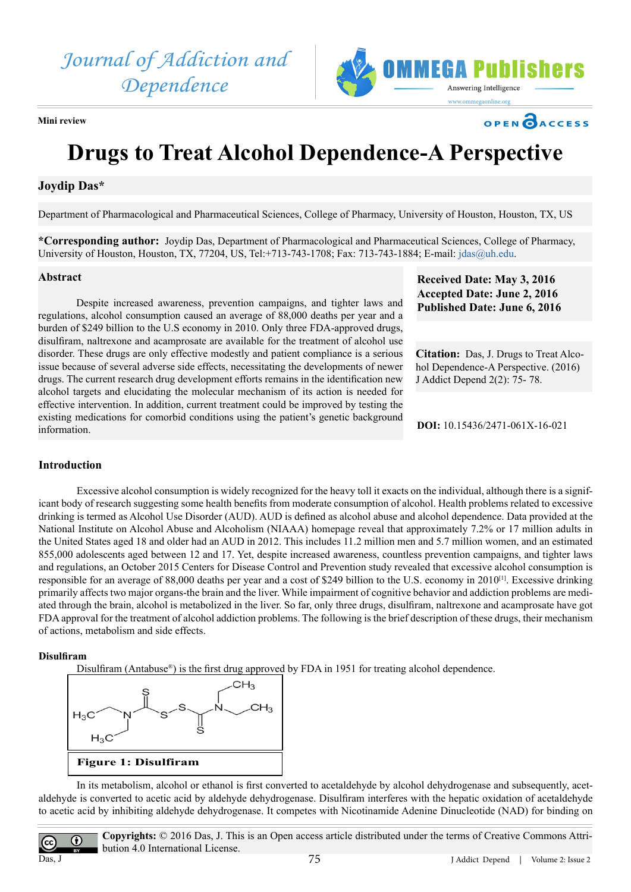Mini review

# Drugs to Treat Alcohol Dependence-A Perspective

**Joydip Das***

Department of Pharmacological and Pharmaceutical Sciences, College of Pharmacy, University of Houston, Houston, TX, US

***Corresponding author:** Joydip Das, Department of Pharmacological and Pharmaceutical Sciences, College of Pharmacy, University of Houston, Houston, TX, 77204, US, Tel:+713-743-1708; Fax: 713-743-1884; E-mail: jdas@uh.edu.

## Abstract

Despite increased awareness, prevention campaigns, and tighter laws and regulations, alcohol consumption caused an average of 88,000 deaths per year and a burden of $249 billion to the U.S economy in 2010. Only three FDA-approved drugs, disulfiram, naltrexone and acamprosate are available for the treatment of alcohol use disorder. These drugs are only effective modestly and patient compliance is a serious issue because of several adverse side effects, necessitating the developments of newer drugs. The current research drug development efforts remains in the identification new alcohol targets and elucidating the molecular mechanism of its action is needed for effective intervention. In addition, current treatment could be improved by testing the existing medications for comorbid conditions using the patient's genetic background information.

**Received Date: May 3, 2016**
**Accepted Date: June 2, 2016**
**Published Date: June 6, 2016**

**Citation:** Das, J. Drugs to Treat Alcohol Dependence-A Perspective. (2016) J Addict Depend 2(2): 75- 78.

**DOI:** 10.15436/2471-061X-16-021

## Introduction

Excessive alcohol consumption is widely recognized for the heavy toll it exacts on the individual, although there is a significant body of research suggesting some health benefits from moderate consumption of alcohol. Health problems related to excessive drinking is termed as Alcohol Use Disorder (AUD). AUD is defined as alcohol abuse and alcohol dependence. Data provided at the National Institute on Alcohol Abuse and Alcoholism (NIAAA) homepage reveal that approximately 7.2% or 17 million adults in the United States aged 18 and older had an AUD in 2012. This includes 11.2 million men and 5.7 million women, and an estimated 855,000 adolescents aged between 12 and 17. Yet, despite increased awareness, countless prevention campaigns, and tighter laws and regulations, an October 2015 Centers for Disease Control and Prevention study revealed that excessive alcohol consumption is responsible for an average of 88,000 deaths per year and a cost of $249 billion to the U.S. economy in 2010[1]. Excessive drinking primarily affects two major organs-the brain and the liver. While impairment of cognitive behavior and addiction problems are mediated through the brain, alcohol is metabolized in the liver. So far, only three drugs, disulfiram, naltrexone and acamprosate have got FDA approval for the treatment of alcohol addiction problems. The following is the brief description of these drugs, their mechanism of actions, metabolism and side effects.

### Disulfiram

Disulfiram (Antabuse®) is the first drug approved by FDA in 1951 for treating alcohol dependence.

**Figure 1: Disulfiram**

In its metabolism, alcohol or ethanol is first converted to acetaldehyde by alcohol dehydrogenase and subsequently, acetaldehyde is converted to acetic acid by aldehyde dehydrogenase. Disulfiram interferes with the hepatic oxidation of acetaldehyde to acetic acid by inhibiting aldehyde dehydrogenase. It competes with Nicotinamide Adenine Dinucleotide (NAD) for binding on

**Copyrights:** © 2016 Das, J. This is an Open access article distributed under the terms of Creative Commons Attribution 4.0 International License.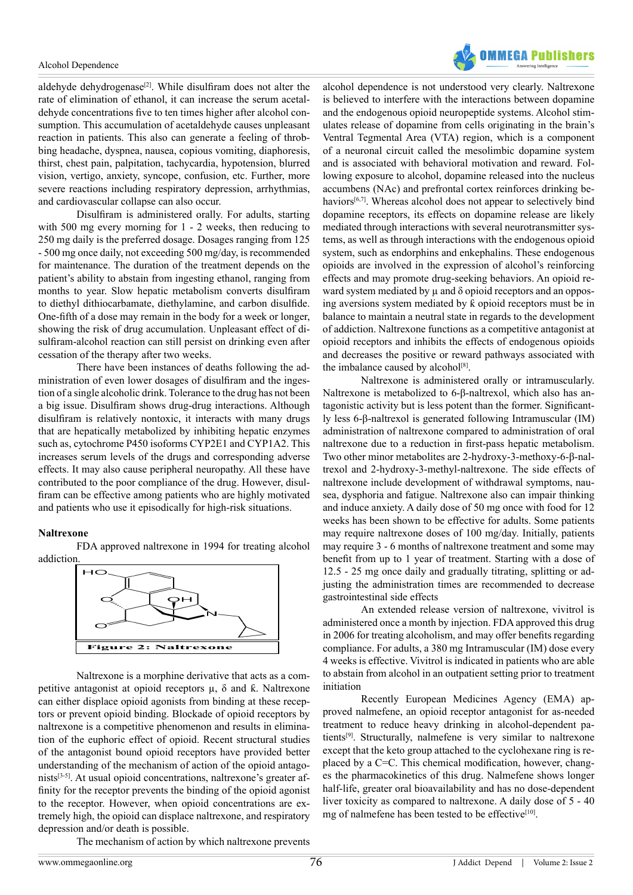aldehyde dehydrogenase[2]. While disulfiram does not alter the rate of elimination of ethanol, it can increase the serum acetaldehyde concentrations five to ten times higher after alcohol consumption. This accumulation of acetaldehyde causes unpleasant reaction in patients. This also can generate a feeling of throbbing headache, dyspnea, nausea, copious vomiting, diaphoresis, thirst, chest pain, palpitation, tachycardia, hypotension, blurred vision, vertigo, anxiety, syncope, confusion, etc. Further, more severe reactions including respiratory depression, arrhythmias, and cardiovascular collapse can also occur.

Disulfiram is administered orally. For adults, starting with 500 mg every morning for 1 - 2 weeks, then reducing to 250 mg daily is the preferred dosage. Dosages ranging from 125 - 500 mg once daily, not exceeding 500 mg/day, is recommended for maintenance. The duration of the treatment depends on the patient's ability to abstain from ingesting ethanol, ranging from months to year. Slow hepatic metabolism converts disulfiram to diethyl dithiocarbamate, diethylamine, and carbon disulfide. One-fifth of a dose may remain in the body for a week or longer, showing the risk of drug accumulation. Unpleasant effect of disulfiram-alcohol reaction can still persist on drinking even after cessation of the therapy after two weeks.

There have been instances of deaths following the administration of even lower dosages of disulfiram and the ingestion of a single alcoholic drink. Tolerance to the drug has not been a big issue. Disulfiram shows drug-drug interactions. Although disulfiram is relatively nontoxic, it interacts with many drugs that are hepatically metabolized by inhibiting hepatic enzymes such as, cytochrome P450 isoforms CYP2E1 and CYP1A2. This increases serum levels of the drugs and corresponding adverse effects. It may also cause peripheral neuropathy. All these have contributed to the poor compliance of the drug. However, disulfiram can be effective among patients who are highly motivated and patients who use it episodically for high-risk situations.

**Naltrexone**

FDA approved naltrexone in 1994 for treating alcohol addiction.

**Figure 2: Naltrexone**

Naltrexone is a morphine derivative that acts as a competitive antagonist at opioid receptors μ, δ and ƙ. Naltrexone can either displace opioid agonists from binding at these receptors or prevent opioid binding. Blockade of opioid receptors by naltrexone is a competitive phenomenon and results in elimination of the euphoric effect of opioid. Recent structural studies of the antagonist bound opioid receptors have provided better understanding of the mechanism of action of the opioid antagonists[3-5]. At usual opioid concentrations, naltrexone's greater affinity for the receptor prevents the binding of the opioid agonist to the receptor. However, when opioid concentrations are extremely high, the opioid can displace naltrexone, and respiratory depression and/or death is possible.

The mechanism of action by which naltrexone prevents alcohol dependence is not understood very clearly. Naltrexone is believed to interfere with the interactions between dopamine and the endogenous opioid neuropeptide systems. Alcohol stimulates release of dopamine from cells originating in the brain's Ventral Tegmental Area (VTA) region, which is a component of a neuronal circuit called the mesolimbic dopamine system and is associated with behavioral motivation and reward. Following exposure to alcohol, dopamine released into the nucleus accumbens (NAc) and prefrontal cortex reinforces drinking behaviors[6,7]. Whereas alcohol does not appear to selectively bind dopamine receptors, its effects on dopamine release are likely mediated through interactions with several neurotransmitter systems, as well as through interactions with the endogenous opioid system, such as endorphins and enkephalins. These endogenous opioids are involved in the expression of alcohol's reinforcing effects and may promote drug-seeking behaviors. An opioid reward system mediated by μ and δ opioid receptors and an opposing aversions system mediated by ƙ opioid receptors must be in balance to maintain a neutral state in regards to the development of addiction. Naltrexone functions as a competitive antagonist at opioid receptors and inhibits the effects of endogenous opioids and decreases the positive or reward pathways associated with the imbalance caused by alcohol[8].

Naltrexone is administered orally or intramuscularly. Naltrexone is metabolized to 6-β-naltrexol, which also has antagonistic activity but is less potent than the former. Significantly less 6-β-naltrexol is generated following Intramuscular (IM) administration of naltrexone compared to administration of oral naltrexone due to a reduction in first-pass hepatic metabolism. Two other minor metabolites are 2-hydroxy-3-methoxy-6-β-naltrexol and 2-hydroxy-3-methyl-naltrexone. The side effects of naltrexone include development of withdrawal symptoms, nausea, dysphoria and fatigue. Naltrexone also can impair thinking and induce anxiety. A daily dose of 50 mg once with food for 12 weeks has been shown to be effective for adults. Some patients may require naltrexone doses of 100 mg/day. Initially, patients may require 3 - 6 months of naltrexone treatment and some may benefit from up to 1 year of treatment. Starting with a dose of 12.5 - 25 mg once daily and gradually titrating, splitting or adjusting the administration times are recommended to decrease gastrointestinal side effects

An extended release version of naltrexone, vivitrol is administered once a month by injection. FDA approved this drug in 2006 for treating alcoholism, and may offer benefits regarding compliance. For adults, a 380 mg Intramuscular (IM) dose every 4 weeks is effective. Vivitrol is indicated in patients who are able to abstain from alcohol in an outpatient setting prior to treatment initiation

Recently European Medicines Agency (EMA) approved nalmefene, an opioid receptor antagonist for as-needed treatment to reduce heavy drinking in alcohol-dependent patients[9]. Structurally, nalmefene is very similar to naltrexone except that the keto group attached to the cyclohexane ring is replaced by a C=C. This chemical modification, however, changes the pharmacokinetics of this drug. Nalmefene shows longer half-life, greater oral bioavailability and has no dose-dependent liver toxicity as compared to naltrexone. A daily dose of 5 - 40 mg of nalmefene has been tested to be effective[10].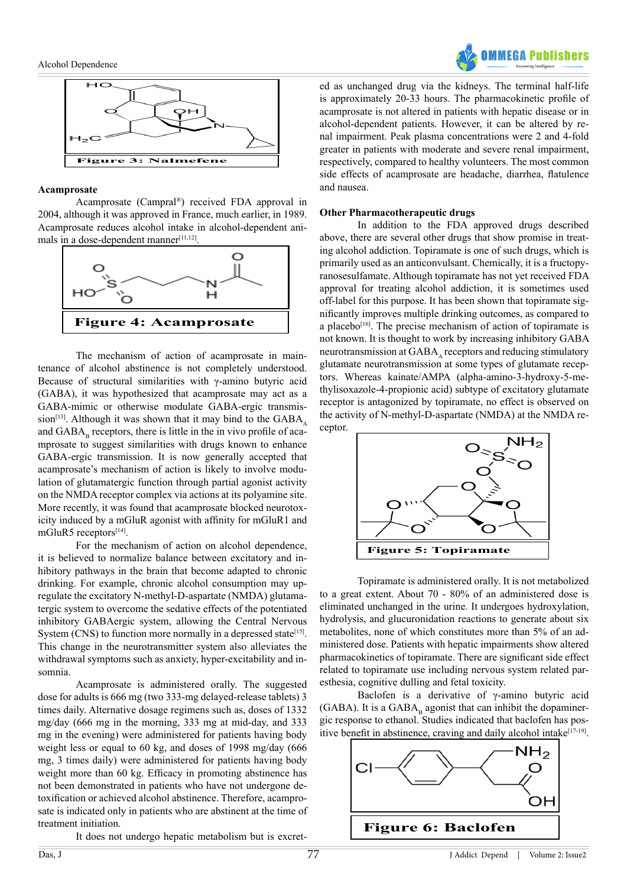Figure 3: Nalmefene

### Acamprosate

Acamprosate (Campral®) received FDA approval in 2004, although it was approved in France, much earlier, in 1989. Acamprosate reduces alcohol intake in alcohol-dependent animals in a dose-dependent manner[11,12].

Figure 4: Acamprosate

The mechanism of action of acamprosate in maintenance of alcohol abstinence is not completely understood. Because of structural similarities with γ-amino butyric acid (GABA), it was hypothesized that acamprosate may act as a GABA-mimic or otherwise modulate GABA-ergic transmission[13]. Although it was shown that it may bind to the $GABA_A$ and $GABA_B$ receptors, there is little in the in vivo profile of acamprosate to suggest similarities with drugs known to enhance GABA-ergic transmission. It is now generally accepted that acamprosate's mechanism of action is likely to involve modulation of glutamatergic function through partial agonist activity on the NMDA receptor complex via actions at its polyamine site. More recently, it was found that acamprosate blocked neurotoxicity induced by a mGluR agonist with affinity for mGluR1 and mGluR5 receptors[14].

For the mechanism of action on alcohol dependence, it is believed to normalize balance between excitatory and inhibitory pathways in the brain that become adapted to chronic drinking. For example, chronic alcohol consumption may upregulate the excitatory N-methyl-D-aspartate (NMDA) glutamatergic system to overcome the sedative effects of the potentiated inhibitory GABAergic system, allowing the Central Nervous System (CNS) to function more normally in a depressed state[15]. This change in the neurotransmitter system also alleviates the withdrawal symptoms such as anxiety, hyper-excitability and insomnia.

Acamprosate is administered orally. The suggested dose for adults is 666 mg (two 333-mg delayed-release tablets) 3 times daily. Alternative dosage regimens such as, doses of 1332 mg/day (666 mg in the morning, 333 mg at mid-day, and 333 mg in the evening) were administered for patients having body weight less or equal to 60 kg, and doses of 1998 mg/day (666 mg, 3 times daily) were administered for patients having body weight more than 60 kg. Efficacy in promoting abstinence has not been demonstrated in patients who have not undergone detoxification or achieved alcohol abstinence. Therefore, acamprosate is indicated only in patients who are abstinent at the time of treatment initiation.

It does not undergo hepatic metabolism but is excreted as unchanged drug via the kidneys. The terminal half-life is approximately 20-33 hours. The pharmacokinetic profile of acamprosate is not altered in patients with hepatic disease or in alcohol-dependent patients. However, it can be altered by renal impairment. Peak plasma concentrations were 2 and 4-fold greater in patients with moderate and severe renal impairment, respectively, compared to healthy volunteers. The most common side effects of acamprosate are headache, diarrhea, flatulence and nausea.

### Other Pharmacotherapeutic drugs

In addition to the FDA approved drugs described above, there are several other drugs that show promise in treating alcohol addiction. Topiramate is one of such drugs, which is primarily used as an anticonvulsant. Chemically, it is a fructopyranosesulfamate. Although topiramate has not yet received FDA approval for treating alcohol addiction, it is sometimes used off-label for this purpose. It has been shown that topiramate significantly improves multiple drinking outcomes, as compared to a placebo[16]. The precise mechanism of action of topiramate is not known. It is thought to work by increasing inhibitory GABA neurotransmission at $GABA_A$ receptors and reducing stimulatory glutamate neurotransmission at some types of glutamate receptors. Whereas kainate/AMPA (alpha-amino-3-hydroxy-5-methylisoxazole-4-propionic acid) subtype of excitatory glutamate receptor is antagonized by topiramate, no effect is observed on the activity of N-methyl-D-aspartate (NMDA) at the NMDA receptor.

Figure 5: Topiramate

Topiramate is administered orally. It is not metabolized to a great extent. About 70 - 80% of an administered dose is eliminated unchanged in the urine. It undergoes hydroxylation, hydrolysis, and glucuronidation reactions to generate about six metabolites, none of which constitutes more than 5% of an administered dose. Patients with hepatic impairments show altered pharmacokinetics of topiramate. There are significant side effect related to topiramate use including nervous system related paresthesia, cognitive dulling and fetal toxicity.

Baclofen is a derivative of γ-amino butyric acid (GABA). It is a $GABA_B$ agonist that can inhibit the dopaminergic response to ethanol. Studies indicated that baclofen has positive benefit in abstinence, craving and daily alcohol intake[17-19].

Figure 6: Baclofen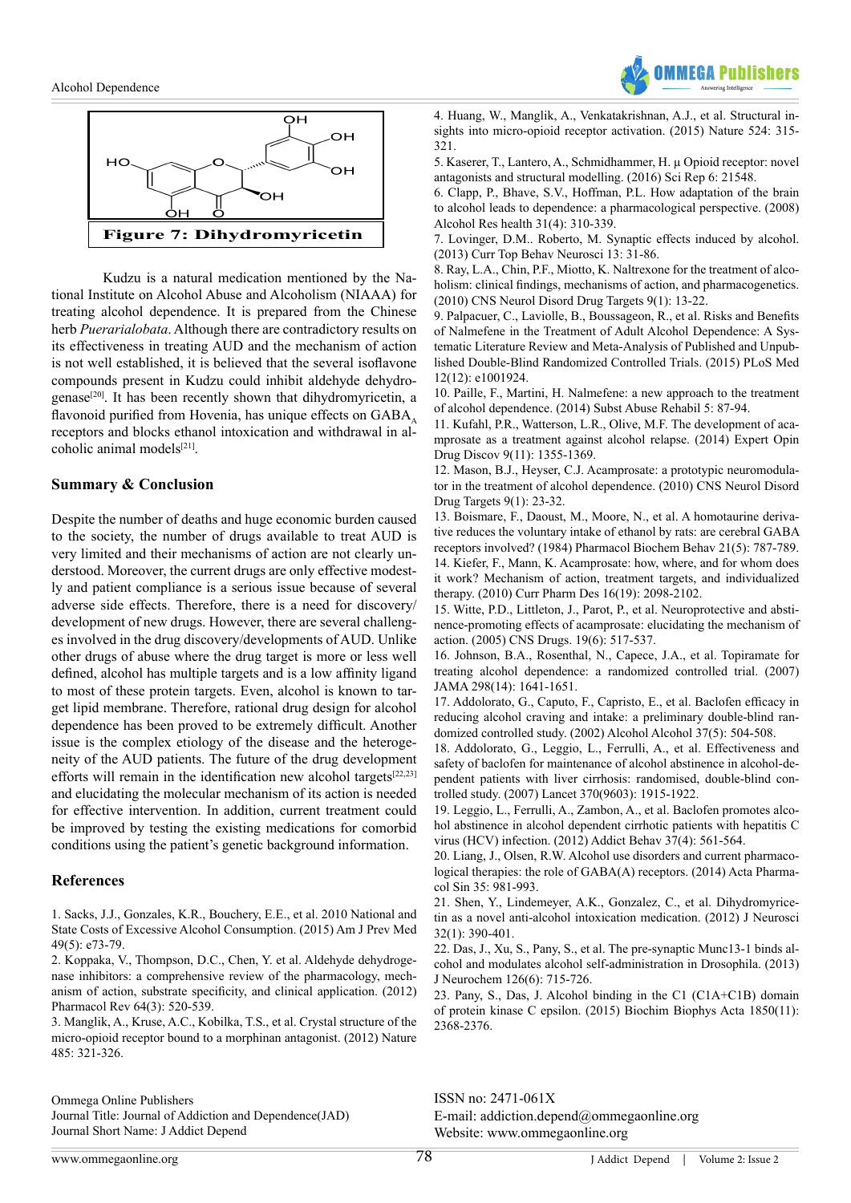Figure 7: Dihydromyricetin

Kudzu is a natural medication mentioned by the National Institute on Alcohol Abuse and Alcoholism (NIAAA) for treating alcohol dependence. It is prepared from the Chinese herb *Puerarialobata*. Although there are contradictory results on its effectiveness in treating AUD and the mechanism of action is not well established, it is believed that the several isoflavone compounds present in Kudzu could inhibit aldehyde dehydrogenase[20]. It has been recently shown that dihydromyricetin, a flavonoid purified from Hovenia, has unique effects on $GABA_A$ receptors and blocks ethanol intoxication and withdrawal in alcoholic animal models[21].

## Summary & Conclusion

Despite the number of deaths and huge economic burden caused to the society, the number of drugs available to treat AUD is very limited and their mechanisms of action are not clearly understood. Moreover, the current drugs are only effective modestly and patient compliance is a serious issue because of several adverse side effects. Therefore, there is a need for discovery/development of new drugs. However, there are several challenges involved in the drug discovery/developments of AUD. Unlike other drugs of abuse where the drug target is more or less well defined, alcohol has multiple targets and is a low affinity ligand to most of these protein targets. Even, alcohol is known to target lipid membrane. Therefore, rational drug design for alcohol dependence has been proved to be extremely difficult. Another issue is the complex etiology of the disease and the heterogeneity of the AUD patients. The future of the drug development efforts will remain in the identification new alcohol targets[22,23] and elucidating the molecular mechanism of its action is needed for effective intervention. In addition, current treatment could be improved by testing the existing medications for comorbid conditions using the patient's genetic background information.

## References

1. Sacks, J.J., Gonzales, K.R., Bouchery, E.E., et al. 2010 National and State Costs of Excessive Alcohol Consumption. (2015) Am J Prev Med 49(5): e73-79.
2. Koppaka, V., Thompson, D.C., Chen, Y. et al. Aldehyde dehydrogenase inhibitors: a comprehensive review of the pharmacology, mechanism of action, substrate specificity, and clinical application. (2012) Pharmacol Rev 64(3): 520-539.
3. Manglik, A., Kruse, A.C., Kobilka, T.S., et al. Crystal structure of the micro-opioid receptor bound to a morphinan antagonist. (2012) Nature 485: 321-326.
4. Huang, W., Manglik, A., Venkatakrishnan, A.J., et al. Structural insights into micro-opioid receptor activation. (2015) Nature 524: 315-321.
5. Kaserer, T., Lantero, A., Schmidhammer, H. µ Opioid receptor: novel antagonists and structural modelling. (2016) Sci Rep 6: 21548.
6. Clapp, P., Bhave, S.V., Hoffman, P.L. How adaptation of the brain to alcohol leads to dependence: a pharmacological perspective. (2008) Alcohol Res health 31(4): 310-339.
7. Lovinger, D.M.. Roberto, M. Synaptic effects induced by alcohol. (2013) Curr Top Behav Neurosci 13: 31-86.
8. Ray, L.A., Chin, P.F., Miotto, K. Naltrexone for the treatment of alcoholism: clinical findings, mechanisms of action, and pharmacogenetics. (2010) CNS Neurol Disord Drug Targets 9(1): 13-22.
9. Palpacuer, C., Laviolle, B., Boussageon, R., et al. Risks and Benefits of Nalmefene in the Treatment of Adult Alcohol Dependence: A Systematic Literature Review and Meta-Analysis of Published and Unpublished Double-Blind Randomized Controlled Trials. (2015) PLoS Med 12(12): e1001924.
10. Paille, F., Martini, H. Nalmefene: a new approach to the treatment of alcohol dependence. (2014) Subst Abuse Rehabil 5: 87-94.
11. Kufahl, P.R., Watterson, L.R., Olive, M.F. The development of acamprosate as a treatment against alcohol relapse. (2014) Expert Opin Drug Discov 9(11): 1355-1369.
12. Mason, B.J., Heyser, C.J. Acamprosate: a prototypic neuromodulator in the treatment of alcohol dependence. (2010) CNS Neurol Disord Drug Targets 9(1): 23-32.
13. Boismare, F., Daoust, M., Moore, N., et al. A homotaurine derivative reduces the voluntary intake of ethanol by rats: are cerebral GABA receptors involved? (1984) Pharmacol Biochem Behav 21(5): 787-789.
14. Kiefer, F., Mann, K. Acamprosate: how, where, and for whom does it work? Mechanism of action, treatment targets, and individualized therapy. (2010) Curr Pharm Des 16(19): 2098-2102.
15. Witte, P.D., Littleton, J., Parot, P., et al. Neuroprotective and abstinence-promoting effects of acamprosate: elucidating the mechanism of action. (2005) CNS Drugs. 19(6): 517-537.
16. Johnson, B.A., Rosenthal, N., Capece, J.A., et al. Topiramate for treating alcohol dependence: a randomized controlled trial. (2007) JAMA 298(14): 1641-1651.
17. Addolorato, G., Caputo, F., Capristo, E., et al. Baclofen efficacy in reducing alcohol craving and intake: a preliminary double-blind randomized controlled study. (2002) Alcohol Alcohol 37(5): 504-508.
18. Addolorato, G., Leggio, L., Ferrulli, A., et al. Effectiveness and safety of baclofen for maintenance of alcohol abstinence in alcohol-dependent patients with liver cirrhosis: randomised, double-blind controlled study. (2007) Lancet 370(9603): 1915-1922.
19. Leggio, L., Ferrulli, A., Zambon, A., et al. Baclofen promotes alcohol abstinence in alcohol dependent cirrhotic patients with hepatitis C virus (HCV) infection. (2012) Addict Behav 37(4): 561-564.
20. Liang, J., Olsen, R.W. Alcohol use disorders and current pharmacological therapies: the role of GABA(A) receptors. (2014) Acta Pharmacol Sin 35: 981-993.
21. Shen, Y., Lindemeyer, A.K., Gonzalez, C., et al. Dihydromyricetin as a novel anti-alcohol intoxication medication. (2012) J Neurosci 32(1): 390-401.
22. Das, J., Xu, S., Pany, S., et al. The pre-synaptic Munc13-1 binds alcohol and modulates alcohol self-administration in Drosophila. (2013) J Neurochem 126(6): 715-726.
23. Pany, S., Das, J. Alcohol binding in the C1 (C1A+C1B) domain of protein kinase C epsilon. (2015) Biochim Biophys Acta 1850(11): 2368-2376.

Ommega Online Publishers
Journal Title: Journal of Addiction and Dependence(JAD)
Journal Short Name: J Addict Depend

ISSN no: 2471-061X
E-mail: addiction.depend@ommegaonline.org
Website: www.ommegaonline.org